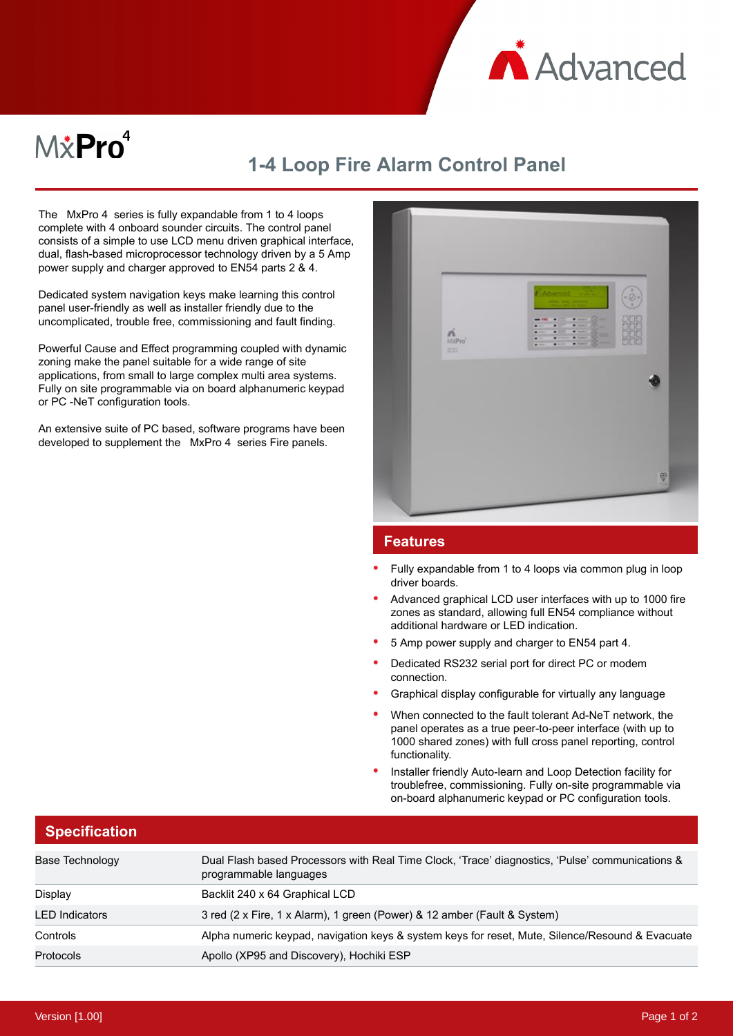Advanced

# MxPro 4

## 1-4 Loop Fire Alarm Control Panel

The MxPro 4 series is fully expandable from 1 to 4 loops complete with 4 onboard sounder circuits. The control panel consists of a simple to use LCD menu driven graphical interface, dual, flash-based microprocessor technology driven by a 5 Amp power supply and charger approved to EN54 parts 2 & 4.

Dedicated system navigation keys make learning this control panel user-friendly as well as installer friendly due to the uncomplicated, trouble free, commissioning and fault finding.

Powerful Cause and Effect programming coupled with dynamic zoning make the panel suitable for a wide range of site applications, from small to large complex multi area systems. Fully on site programmable via on board alphanumeric keypad or PC -NeT configuration tools.

An extensive suite of PC based, software programs have been developed to supplement the MxPro 4 series Fire panels.

## Features

- Fully expandable from 1 to 4 loops via common plug in loop driver boards.
- Advanced graphical LCD user interfaces with up to 1000 fire zones as standard, allowing full EN54 compliance without additional hardware or LED indication.
- 5 Amp power supply and charger to EN54 part 4.
- Dedicated RS232 serial port for direct PC or modem connection.
- Graphical display configurable for virtually any language
- When connected to the fault tolerant Ad-NeT network, the panel operates as a true peer-to-peer interface (with up to 1000 shared zones) with full cross panel reporting, control functionality.
- Installer friendly Auto-learn and Loop Detection facility for troublefree, commissioning. Fully on-site programmable via on-board alphanumeric keypad or PC configuration tools.

## Specification

| | |
|---|---|
| Base Technology | Dual Flash based Processors with Real Time Clock, 'Trace' diagnostics, 'Pulse' communications & programmable languages |
| Display | Backlit 240 x 64 Graphical LCD |
| LED Indicators | 3 red (2 x Fire, 1 x Alarm), 1 green (Power) & 12 amber (Fault & System) |
| Controls | Alpha numeric keypad, navigation keys & system keys for reset, Mute, Silence/Resound & Evacuate |
| Protocols | Apollo (XP95 and Discovery), Hochiki ESP |

Version [1.00]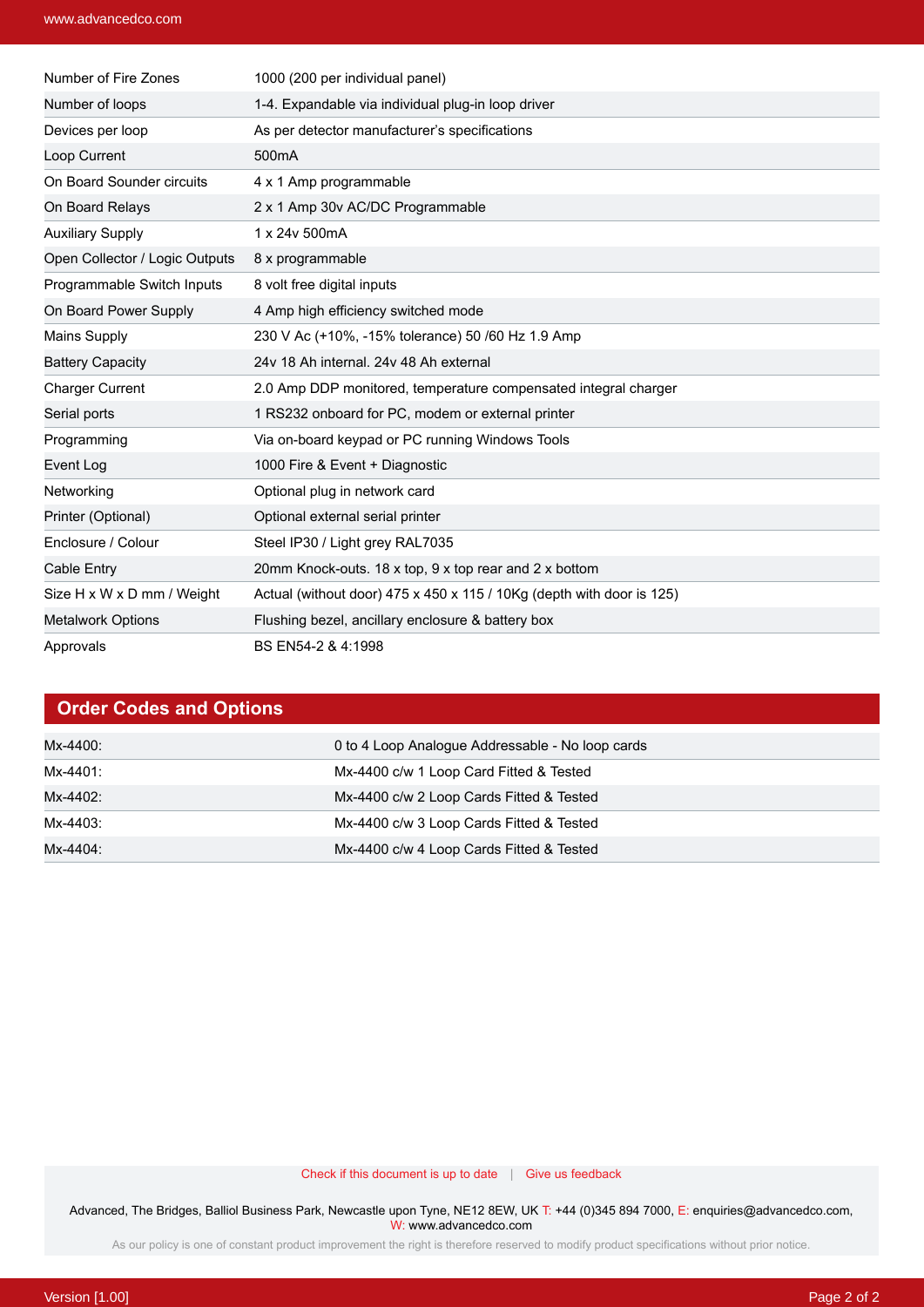| | |
|---|---|
| Number of Fire Zones | 1000 (200 per individual panel) |
| Number of loops | 1-4. Expandable via individual plug-in loop driver |
| Devices per loop | As per detector manufacturer's specifications |
| Loop Current | 500mA |
| On Board Sounder circuits | 4 x 1 Amp programmable |
| On Board Relays | 2 x 1 Amp 30v AC/DC Programmable |
| Auxiliary Supply | 1 x 24v 500mA |
| Open Collector / Logic Outputs | 8 x programmable |
| Programmable Switch Inputs | 8 volt free digital inputs |
| On Board Power Supply | 4 Amp high efficiency switched mode |
| Mains Supply | 230 V Ac (+10%, -15% tolerance) 50 /60 Hz 1.9 Amp |
| Battery Capacity | 24v 18 Ah internal. 24v 48 Ah external |
| Charger Current | 2.0 Amp DDP monitored, temperature compensated integral charger |
| Serial ports | 1 RS232 onboard for PC, modem or external printer |
| Programming | Via on-board keypad or PC running Windows Tools |
| Event Log | 1000 Fire & Event + Diagnostic |
| Networking | Optional plug in network card |
| Printer (Optional) | Optional external serial printer |
| Enclosure / Colour | Steel IP30 / Light grey RAL7035 |
| Cable Entry | 20mm Knock-outs. 18 x top, 9 x top rear and 2 x bottom |
| Size H x W x D mm / Weight | Actual (without door) 475 x 450 x 115 / 10Kg (depth with door is 125) |
| Metalwork Options | Flushing bezel, ancillary enclosure & battery box |
| Approvals | BS EN54-2 & 4:1998 |

## Order Codes and Options

| | |
|---|---|
| Mx-4400: | 0 to 4 Loop Analogue Addressable - No loop cards |
| Mx-4401: | Mx-4400 c/w 1 Loop Card Fitted & Tested |
| Mx-4402: | Mx-4400 c/w 2 Loop Cards Fitted & Tested |
| Mx-4403: | Mx-4400 c/w 3 Loop Cards Fitted & Tested |
| Mx-4404: | Mx-4400 c/w 4 Loop Cards Fitted & Tested |

Check if this document is up to date | Give us feedback

Advanced, The Bridges, Balliol Business Park, Newcastle upon Tyne, NE12 8EW, UK T: +44 (0)345 894 7000, E: enquiries@advancedco.com, W: www.advancedco.com

As our policy is one of constant product improvement the right is therefore reserved to modify product specifications without prior notice.

Version [1.00]